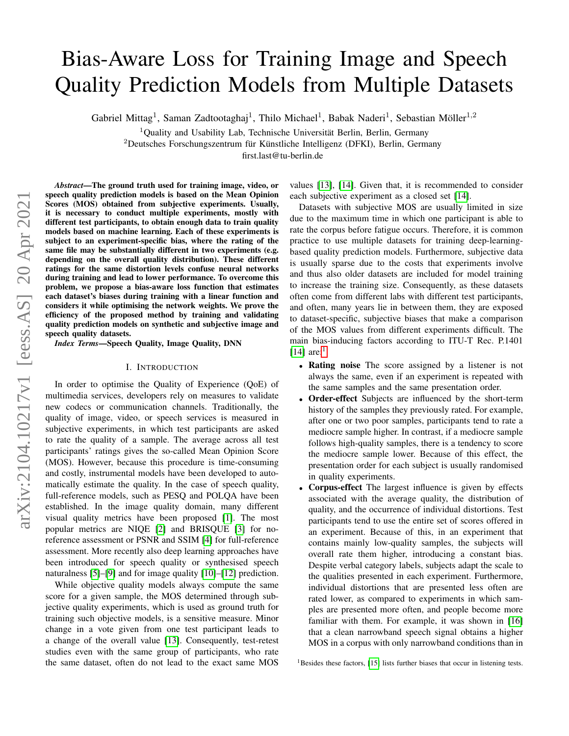# Bias-Aware Loss for Training Image and Speech Quality Prediction Models from Multiple Datasets

Gabriel Mittag[1], Saman Zadtootaghaj[1], Thilo Michael[1], Babak Naderi[1], Sebastian Möller[1,2]

[1]Quality and Usability Lab, Technische Universität Berlin, Berlin, Germany
[2]Deutsches Forschungszentrum für Künstliche Intelligenz (DFKI), Berlin, Germany
first.last@tu-berlin.de

***Abstract*—The ground truth used for training image, video, or speech quality prediction models is based on the Mean Opinion Scores (MOS) obtained from subjective experiments. Usually, it is necessary to conduct multiple experiments, mostly with different test participants, to obtain enough data to train quality models based on machine learning. Each of these experiments is subject to an experiment-specific bias, where the rating of the same file may be substantially different in two experiments (e.g. depending on the overall quality distribution). These different ratings for the same distortion levels confuse neural networks during training and lead to lower performance. To overcome this problem, we propose a bias-aware loss function that estimates each dataset's biases during training with a linear function and considers it while optimising the network weights. We prove the efficiency of the proposed method by training and validating quality prediction models on synthetic and subjective image and speech quality datasets.**

***Index Terms*—Speech Quality, Image Quality, DNN**

## I. Introduction

In order to optimise the Quality of Experience (QoE) of multimedia services, developers rely on measures to validate new codecs or communication channels. Traditionally, the quality of image, video, or speech services is measured in subjective experiments, in which test participants are asked to rate the quality of a sample. The average across all test participants' ratings gives the so-called Mean Opinion Score (MOS). However, because this procedure is time-consuming and costly, instrumental models have been developed to automatically estimate the quality. In the case of speech quality, full-reference models, such as PESQ and POLQA have been established. In the image quality domain, many different visual quality metrics have been proposed [1]. The most popular metrics are NIQE [2] and BRISQUE [3] for no-reference assessment or PSNR and SSIM [4] for full-reference assessment. More recently also deep learning approaches have been introduced for speech quality or synthesised speech naturalness [5]–[9] and for image quality [10]–[12] prediction.

While objective quality models always compute the same score for a given sample, the MOS determined through subjective quality experiments, which is used as ground truth for training such objective models, is a sensitive measure. Minor change in a vote given from one test participant leads to a change of the overall value [13]. Consequently, test-retest studies even with the same group of participants, who rate the same dataset, often do not lead to the exact same MOS values [13], [14]. Given that, it is recommended to consider each subjective experiment as a closed set [14].

Datasets with subjective MOS are usually limited in size due to the maximum time in which one participant is able to rate the corpus before fatigue occurs. Therefore, it is common practice to use multiple datasets for training deep-learning-based quality prediction models. Furthermore, subjective data is usually sparse due to the costs that experiments involve and thus also older datasets are included for model training to increase the training size. Consequently, as these datasets often come from different labs with different test participants, and often, many years lie in between them, they are exposed to dataset-specific, subjective biases that make a comparison of the MOS values from different experiments difficult. The main bias-inducing factors according to ITU-T Rec. P.1401 [14] are:[1]

- **Rating noise** The score assigned by a listener is not always the same, even if an experiment is repeated with the same samples and the same presentation order.
- **Order-effect** Subjects are influenced by the short-term history of the samples they previously rated. For example, after one or two poor samples, participants tend to rate a mediocre sample higher. In contrast, if a mediocre sample follows high-quality samples, there is a tendency to score the mediocre sample lower. Because of this effect, the presentation order for each subject is usually randomised in quality experiments.
- **Corpus-effect** The largest influence is given by effects associated with the average quality, the distribution of quality, and the occurrence of individual distortions. Test participants tend to use the entire set of scores offered in an experiment. Because of this, in an experiment that contains mainly low-quality samples, the subjects will overall rate them higher, introducing a constant bias. Despite verbal category labels, subjects adapt the scale to the qualities presented in each experiment. Furthermore, individual distortions that are presented less often are rated lower, as compared to experiments in which samples are presented more often, and people become more familiar with them. For example, it was shown in [16] that a clean narrowband speech signal obtains a higher MOS in a corpus with only narrowband conditions than in

[1]Besides these factors, [15] lists further biases that occur in listening tests.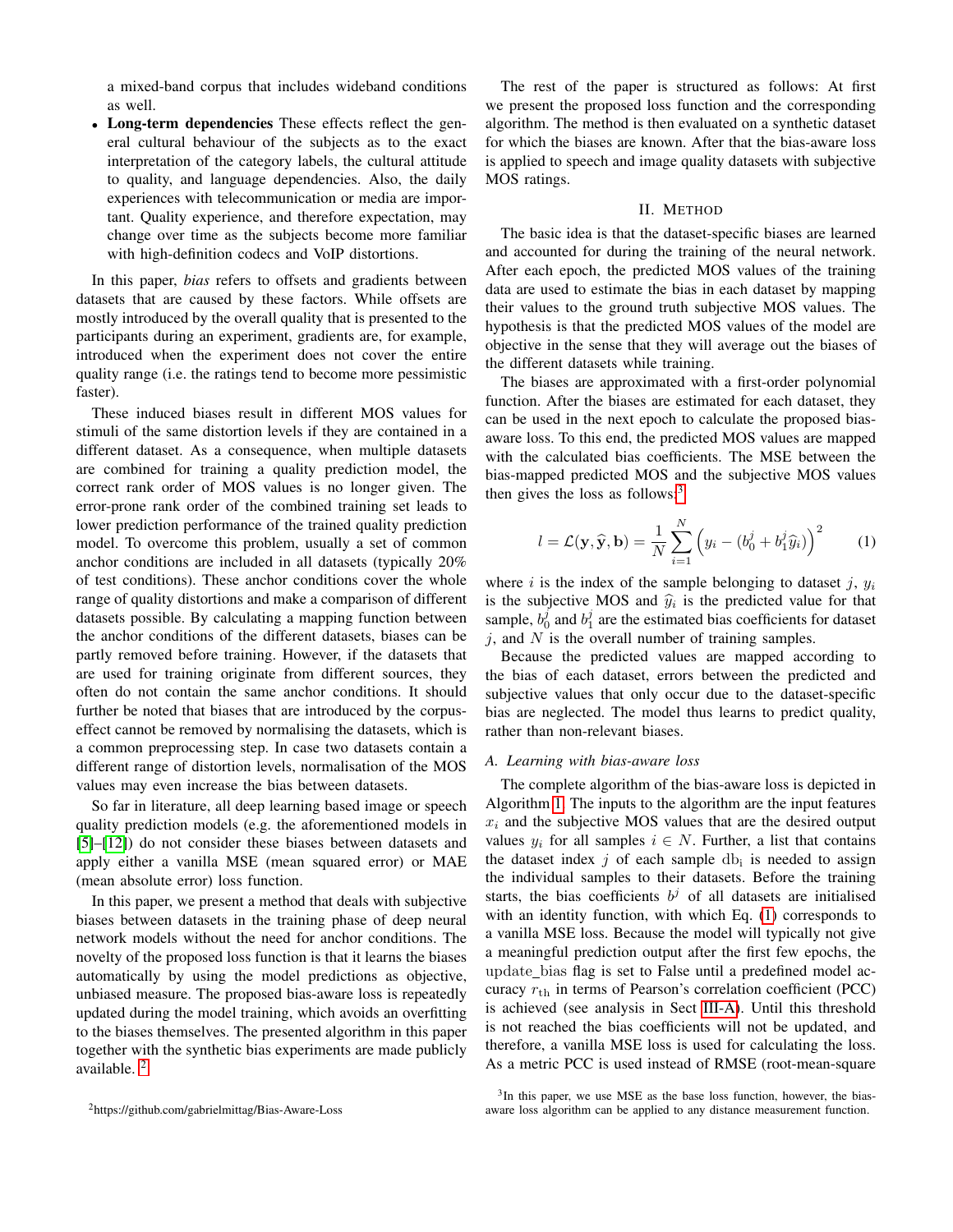a mixed-band corpus that includes wideband conditions as well.

- **Long-term dependencies** These effects reflect the general cultural behaviour of the subjects as to the exact interpretation of the category labels, the cultural attitude to quality, and language dependencies. Also, the daily experiences with telecommunication or media are important. Quality experience, and therefore expectation, may change over time as the subjects become more familiar with high-definition codecs and VoIP distortions.

In this paper, *bias* refers to offsets and gradients between datasets that are caused by these factors. While offsets are mostly introduced by the overall quality that is presented to the participants during an experiment, gradients are, for example, introduced when the experiment does not cover the entire quality range (i.e. the ratings tend to become more pessimistic faster).

These induced biases result in different MOS values for stimuli of the same distortion levels if they are contained in a different dataset. As a consequence, when multiple datasets are combined for training a quality prediction model, the correct rank order of MOS values is no longer given. The error-prone rank order of the combined training set leads to lower prediction performance of the trained quality prediction model. To overcome this problem, usually a set of common anchor conditions are included in all datasets (typically 20% of test conditions). These anchor conditions cover the whole range of quality distortions and make a comparison of different datasets possible. By calculating a mapping function between the anchor conditions of the different datasets, biases can be partly removed before training. However, if the datasets that are used for training originate from different sources, they often do not contain the same anchor conditions. It should further be noted that biases that are introduced by the corpus-effect cannot be removed by normalising the datasets, which is a common preprocessing step. In case two datasets contain a different range of distortion levels, normalisation of the MOS values may even increase the bias between datasets.

So far in literature, all deep learning based image or speech quality prediction models (e.g. the aforementioned models in [5]–[12]) do not consider these biases between datasets and apply either a vanilla MSE (mean squared error) or MAE (mean absolute error) loss function.

In this paper, we present a method that deals with subjective biases between datasets in the training phase of deep neural network models without the need for anchor conditions. The novelty of the proposed loss function is that it learns the biases automatically by using the model predictions as objective, unbiased measure. The proposed bias-aware loss is repeatedly updated during the model training, which avoids an overfitting to the biases themselves. The presented algorithm in this paper together with the synthetic bias experiments are made publicly available. [2]

The rest of the paper is structured as follows: At first we present the proposed loss function and the corresponding algorithm. The method is then evaluated on a synthetic dataset for which the biases are known. After that the bias-aware loss is applied to speech and image quality datasets with subjective MOS ratings.

## II. Method

The basic idea is that the dataset-specific biases are learned and accounted for during the training of the neural network. After each epoch, the predicted MOS values of the training data are used to estimate the bias in each dataset by mapping their values to the ground truth subjective MOS values. The hypothesis is that the predicted MOS values of the model are objective in the sense that they will average out the biases of the different datasets while training.

The biases are approximated with a first-order polynomial function. After the biases are estimated for each dataset, they can be used in the next epoch to calculate the proposed bias-aware loss. To this end, the predicted MOS values are mapped with the calculated bias coefficients. The MSE between the bias-mapped predicted MOS and the subjective MOS values then gives the loss as follows:[3]

$$l = \mathcal{L}(\mathbf{y}, \widehat{\mathbf{y}}, \mathbf{b}) = \frac{1}{N} \sum_{i=1}^{N} \left( y_i - (b_0^j + b_1^j \widehat{y}_i) \right)^2 \qquad (1)$$

where $i$ is the index of the sample belonging to dataset $j$, $y_i$ is the subjective MOS and $\widehat{y}_i$ is the predicted value for that sample, $b_0^j$ and $b_1^j$ are the estimated bias coefficients for dataset $j$, and $N$ is the overall number of training samples.

Because the predicted values are mapped according to the bias of each dataset, errors between the predicted and subjective values that only occur due to the dataset-specific bias are neglected. The model thus learns to predict quality, rather than non-relevant biases.

### A. Learning with bias-aware loss

The complete algorithm of the bias-aware loss is depicted in Algorithm 1. The inputs to the algorithm are the input features $x_i$ and the subjective MOS values that are the desired output values $y_i$ for all samples $i \in N$. Further, a list that contains the dataset index $j$ of each sample $\mathrm{db_i}$ is needed to assign the individual samples to their datasets. Before the training starts, the bias coefficients $b^j$ of all datasets are initialised with an identity function, with which Eq. (1) corresponds to a vanilla MSE loss. Because the model will typically not give a meaningful prediction output after the first few epochs, the update_bias flag is set to False until a predefined model accuracy $r_{\mathrm{th}}$ in terms of Pearson's correlation coefficient (PCC) is achieved (see analysis in Sect III-A). Until this threshold is not reached the bias coefficients will not be updated, and therefore, a vanilla MSE loss is used for calculating the loss. As a metric PCC is used instead of RMSE (root-mean-square

[2] https://github.com/gabrielmittag/Bias-Aware-Loss

[3] In this paper, we use MSE as the base loss function, however, the bias-aware loss algorithm can be applied to any distance measurement function.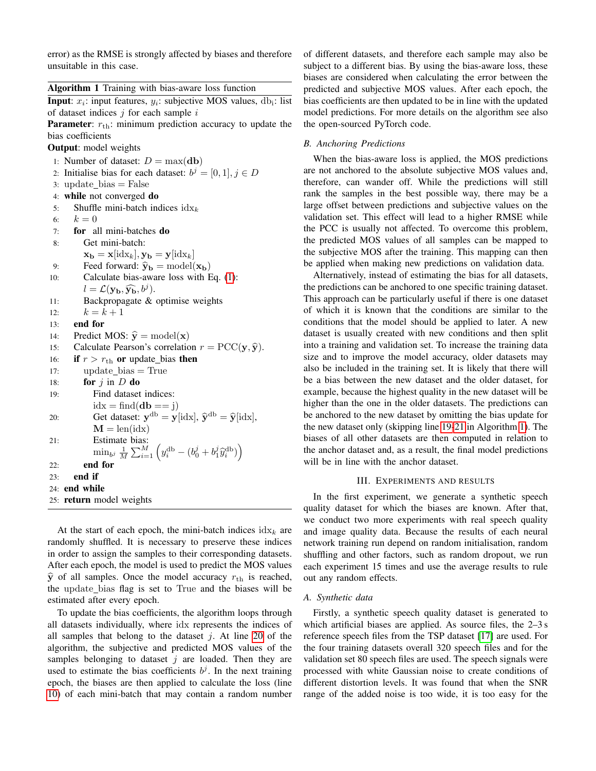error) as the RMSE is strongly affected by biases and therefore unsuitable in this case.

---

**Algorithm 1** Training with bias-aware loss function

---

**Input**: $x_i$: input features, $y_i$: subjective MOS values, $\mathrm{db_i}$: list of dataset indices $j$ for each sample $i$

**Parameter**: $r_{\mathrm{th}}$: minimum prediction accuracy to update the bias coefficients

**Output**: model weights

1: Number of dataset: $D = \max(\mathbf{db})$
2: Initialise bias for each dataset: $b^j = [0, 1], j \in D$
3: update_bias = False
4: **while** not converged **do**
5: Shuffle mini-batch indices $\mathrm{idx}_k$
6: $k = 0$
7: **for** all mini-batches **do**
8: Get mini-batch: $\mathbf{x_b} = \mathbf{x}[\mathrm{idx}_k], \mathbf{y_b} = \mathbf{y}[\mathrm{idx}_k]$
9: Feed forward: $\widehat{\mathbf{y}}_\mathbf{b} = \mathrm{model}(\mathbf{x_b})$
10: Calculate bias-aware loss with Eq. (1): $l = \mathcal{L}(\mathbf{y_b}, \widehat{\mathbf{y}_\mathbf{b}}, b^j)$.
11: Backpropagate & optimise weights
12: $k = k + 1$
13: **end for**
14: Predict MOS: $\widehat{\mathbf{y}} = \mathrm{model}(\mathbf{x})$
15: Calculate Pearson's correlation $r = \mathrm{PCC}(\mathbf{y}, \widehat{\mathbf{y}})$.
16: **if** $r > r_{\mathrm{th}}$ **or** update_bias **then**
17: update_bias = True
18: **for** $j$ in $D$ **do**
19: Find dataset indices: $\mathrm{idx} = \mathrm{find}(\mathbf{db} == \mathrm{j})$
20: Get dataset: $\mathbf{y}^{\mathrm{db}} = \mathbf{y}[\mathrm{idx}]$, $\widehat{\mathbf{y}}^{\mathrm{db}} = \widehat{\mathbf{y}}[\mathrm{idx}]$, $\mathbf{M} = \mathrm{len}(\mathrm{idx})$
21: Estimate bias: $\min_{b^j} \frac{1}{M} \sum_{i=1}^{M} \left( y_i^{\mathrm{db}} - (b_0^j + b_1^j \widehat{y}_i^{\mathrm{db}}) \right)$
22: **end for**
23: **end if**
24: **end while**
25: **return** model weights

---

At the start of each epoch, the mini-batch indices $\mathrm{idx}_k$ are randomly shuffled. It is necessary to preserve these indices in order to assign the samples to their corresponding datasets. After each epoch, the model is used to predict the MOS values $\widehat{\mathbf{y}}$ of all samples. Once the model accuracy $r_{\mathrm{th}}$ is reached, the update_bias flag is set to True and the biases will be estimated after every epoch.

To update the bias coefficients, the algorithm loops through all datasets individually, where idx represents the indices of all samples that belong to the dataset $j$. At line 20 of the algorithm, the subjective and predicted MOS values of the samples belonging to dataset $j$ are loaded. Then they are used to estimate the bias coefficients $b^j$. In the next training epoch, the biases are then applied to calculate the loss (line 10) of each mini-batch that may contain a random number of different datasets, and therefore each sample may also be subject to a different bias. By using the bias-aware loss, these biases are considered when calculating the error between the predicted and subjective MOS values. After each epoch, the bias coefficients are then updated to be in line with the updated model predictions. For more details on the algorithm see also the open-sourced PyTorch code.

### B. Anchoring Predictions

When the bias-aware loss is applied, the MOS predictions are not anchored to the absolute subjective MOS values and, therefore, can wander off. While the predictions will still rank the samples in the best possible way, there may be a large offset between predictions and subjective values on the validation set. This effect will lead to a higher RMSE while the PCC is usually not affected. To overcome this problem, the predicted MOS values of all samples can be mapped to the subjective MOS after the training. This mapping can then be applied when making new predictions on validation data.

Alternatively, instead of estimating the bias for all datasets, the predictions can be anchored to one specific training dataset. This approach can be particularly useful if there is one dataset of which it is known that the conditions are similar to the conditions that the model should be applied to later. A new dataset is usually created with new conditions and then split into a training and validation set. To increase the training data size and to improve the model accuracy, older datasets may also be included in the training set. It is likely that there will be a bias between the new dataset and the older dataset, for example, because the highest quality in the new dataset will be higher than the one in the older datasets. The predictions can be anchored to the new dataset by omitting the bias update for the new dataset only (skipping line 19-21 in Algorithm 1). The biases of all other datasets are then computed in relation to the anchor dataset and, as a result, the final model predictions will be in line with the anchor dataset.

## III. Experiments and Results

In the first experiment, we generate a synthetic speech quality dataset for which the biases are known. After that, we conduct two more experiments with real speech quality and image quality data. Because the results of each neural network training run depend on random initialisation, random shuffling and other factors, such as random dropout, we run each experiment 15 times and use the average results to rule out any random effects.

### A. Synthetic data

Firstly, a synthetic speech quality dataset is generated to which artificial biases are applied. As source files, the 2–3 s reference speech files from the TSP dataset [17] are used. For the four training datasets overall 320 speech files and for the validation set 80 speech files are used. The speech signals were processed with white Gaussian noise to create conditions of different distortion levels. It was found that when the SNR range of the added noise is too wide, it is too easy for the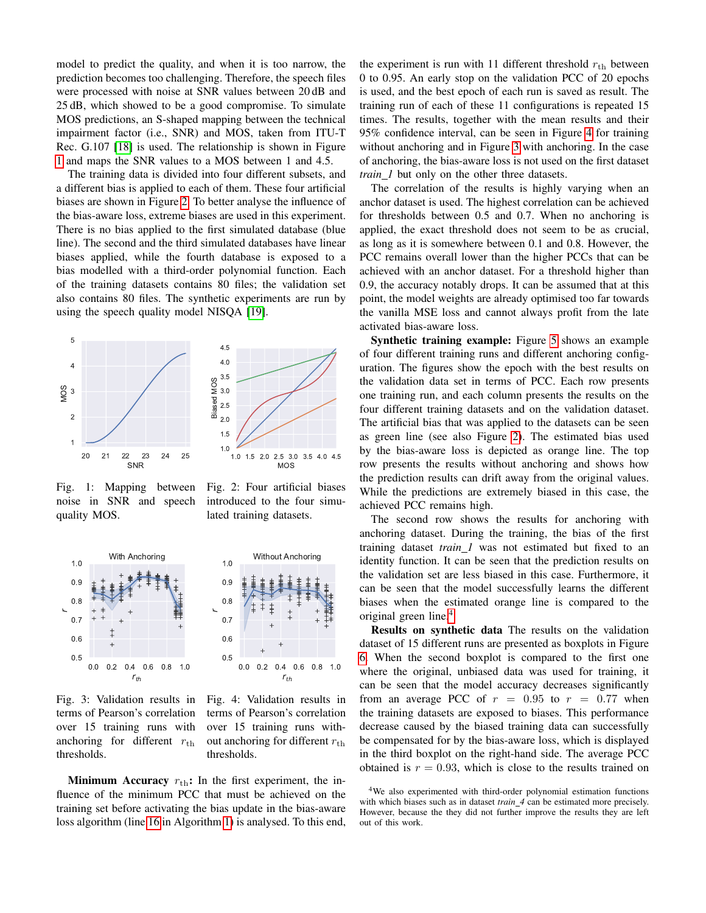model to predict the quality, and when it is too narrow, the prediction becomes too challenging. Therefore, the speech files were processed with noise at SNR values between 20 dB and 25 dB, which showed to be a good compromise. To simulate MOS predictions, an S-shaped mapping between the technical impairment factor (i.e., SNR) and MOS, taken from ITU-T Rec. G.107 [18] is used. The relationship is shown in Figure 1 and maps the SNR values to a MOS between 1 and 4.5.

The training data is divided into four different subsets, and a different bias is applied to each of them. These four artificial biases are shown in Figure 2. To better analyse the influence of the bias-aware loss, extreme biases are used in this experiment. There is no bias applied to the first simulated database (blue line). The second and the third simulated databases have linear biases applied, while the fourth database is exposed to a bias modelled with a third-order polynomial function. Each of the training datasets contains 80 files; the validation set also contains 80 files. The synthetic experiments are run by using the speech quality model NISQA [19].

Fig. 1: Mapping between noise in SNR and speech quality MOS.

Fig. 2: Four artificial biases introduced to the four simulated training datasets.

Fig. 3: Validation results in terms of Pearson's correlation over 15 training runs with anchoring for different $r_{\text{th}}$ thresholds.

Fig. 4: Validation results in terms of Pearson's correlation over 15 training runs without anchoring for different $r_{\text{th}}$ thresholds.

**Minimum Accuracy $r_{\text{th}}$:** In the first experiment, the influence of the minimum PCC that must be achieved on the training set before activating the bias update in the bias-aware loss algorithm (line 16 in Algorithm 1) is analysed. To this end, the experiment is run with 11 different threshold $r_{\text{th}}$ between 0 to 0.95. An early stop on the validation PCC of 20 epochs is used, and the best epoch of each run is saved as result. The training run of each of these 11 configurations is repeated 15 times. The results, together with the mean results and their 95% confidence interval, can be seen in Figure 4 for training without anchoring and in Figure 3 with anchoring. In the case of anchoring, the bias-aware loss is not used on the first dataset *train_1* but only on the other three datasets.

The correlation of the results is highly varying when an anchor dataset is used. The highest correlation can be achieved for thresholds between 0.5 and 0.7. When no anchoring is applied, the exact threshold does not seem to be as crucial, as long as it is somewhere between 0.1 and 0.8. However, the PCC remains overall lower than the higher PCCs that can be achieved with an anchor dataset. For a threshold higher than 0.9, the accuracy notably drops. It can be assumed that at this point, the model weights are already optimised too far towards the vanilla MSE loss and cannot always profit from the late activated bias-aware loss.

**Synthetic training example:** Figure 5 shows an example of four different training runs and different anchoring configuration. The figures show the epoch with the best results on the validation data set in terms of PCC. Each row presents one training run, and each column presents the results on the four different training datasets and on the validation dataset. The artificial bias that was applied to the datasets can be seen as green line (see also Figure 2). The estimated bias used by the bias-aware loss is depicted as orange line. The top row presents the results without anchoring and shows how the prediction results can drift away from the original values. While the predictions are extremely biased in this case, the achieved PCC remains high.

The second row shows the results for anchoring with anchoring dataset. During the training, the bias of the first training dataset *train_1* was not estimated but fixed to an identity function. It can be seen that the prediction results on the validation set are less biased in this case. Furthermore, it can be seen that the model successfully learns the different biases when the estimated orange line is compared to the original green line.[4]

**Results on synthetic data** The results on the validation dataset of 15 different runs are presented as boxplots in Figure 6. When the second boxplot is compared to the first one where the original, unbiased data was used for training, it can be seen that the model accuracy decreases significantly from an average PCC of $r = 0.95$ to $r = 0.77$ when the training datasets are exposed to biases. This performance decrease caused by the biased training data can successfully be compensated for by the bias-aware loss, which is displayed in the third boxplot on the right-hand side. The average PCC obtained is $r = 0.93$, which is close to the results trained on

[4] We also experimented with third-order polynomial estimation functions with which biases such as in dataset *train_4* can be estimated more precisely. However, because the they did not further improve the results they are left out of this work.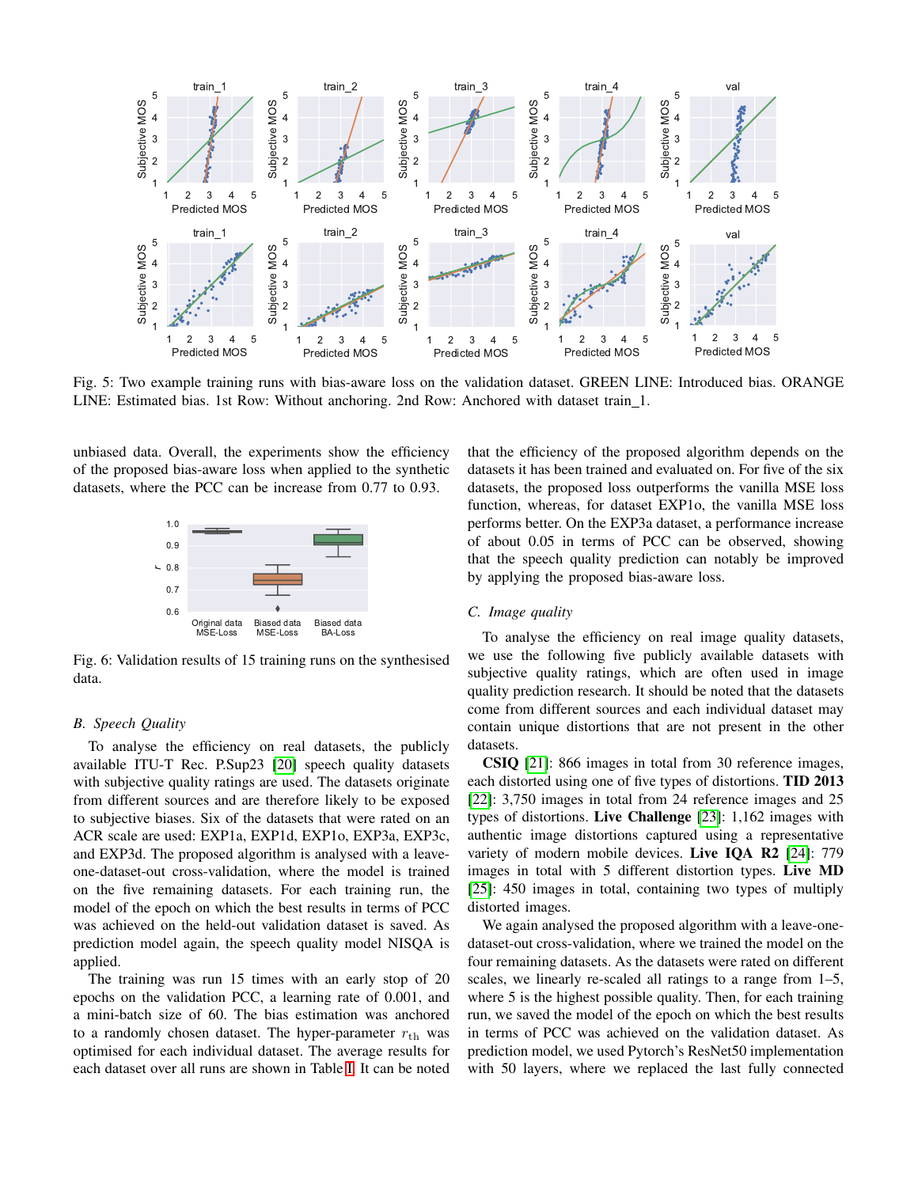Fig. 5: Two example training runs with bias-aware loss on the validation dataset. GREEN LINE: Introduced bias. ORANGE LINE: Estimated bias. 1st Row: Without anchoring. 2nd Row: Anchored with dataset train_1.

unbiased data. Overall, the experiments show the efficiency of the proposed bias-aware loss when applied to the synthetic datasets, where the PCC can be increase from 0.77 to 0.93.

Fig. 6: Validation results of 15 training runs on the synthesised data.

### B. Speech Quality

To analyse the efficiency on real datasets, the publicly available ITU-T Rec. P.Sup23 [20] speech quality datasets with subjective quality ratings are used. The datasets originate from different sources and are therefore likely to be subject to subjective biases. Six of the datasets that were rated on an ACR scale are used: EXP1a, EXP1d, EXP1o, EXP3a, EXP3c, and EXP3d. The proposed algorithm is analysed with a leave-one-dataset-out cross-validation, where the model is trained on the five remaining datasets. For each training run, the model of the epoch on which the best results in terms of PCC was achieved on the held-out validation dataset is saved. As prediction model again, the speech quality model NISQA is applied.

The training was run 15 times with an early stop of 20 epochs on the validation PCC, a learning rate of 0.001, and a mini-batch size of 60. The bias estimation was anchored to a randomly chosen dataset. The hyper-parameter $r_{\text{th}}$ was optimised for each individual dataset. The average results for each dataset over all runs are shown in Table I. It can be noted that the efficiency of the proposed algorithm depends on the datasets it has been trained and evaluated on. For five of the six datasets, the proposed loss outperforms the vanilla MSE loss function, whereas, for dataset EXP1o, the vanilla MSE loss performs better. On the EXP3a dataset, a performance increase of about 0.05 in terms of PCC can be observed, showing that the speech quality prediction can notably be improved by applying the proposed bias-aware loss.

### C. Image quality

To analyse the efficiency on real image quality datasets, we use the following five publicly available datasets with subjective quality ratings, which are often used in image quality prediction research. It should be noted that the datasets come from different sources and each individual dataset may contain unique distortions that are not present in the other datasets.

**CSIQ** [21]: 866 images in total from 30 reference images, each distorted using one of five types of distortions. **TID 2013** [22]: 3,750 images in total from 24 reference images and 25 types of distortions. **Live Challenge** [23]: 1,162 images with authentic image distortions captured using a representative variety of modern mobile devices. **Live IQA R2** [24]: 779 images in total with 5 different distortion types. **Live MD** [25]: 450 images in total, containing two types of multiply distorted images.

We again analysed the proposed algorithm with a leave-one-dataset-out cross-validation, where we trained the model on the four remaining datasets. As the datasets were rated on different scales, we linearly re-scaled all ratings to a range from 1–5, where 5 is the highest possible quality. Then, for each training run, we saved the model of the epoch on which the best results in terms of PCC was achieved on the validation dataset. As prediction model, we used Pytorch's ResNet50 implementation with 50 layers, where we replaced the last fully connected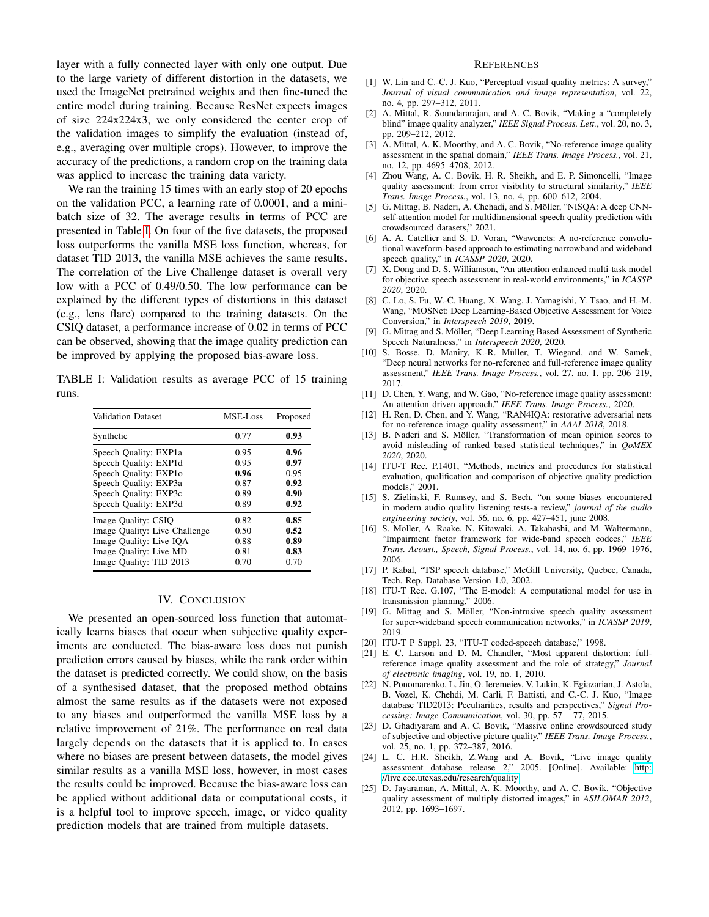layer with a fully connected layer with only one output. Due to the large variety of different distortion in the datasets, we used the ImageNet pretrained weights and then fine-tuned the entire model during training. Because ResNet expects images of size 224x224x3, we only considered the center crop of the validation images to simplify the evaluation (instead of, e.g., averaging over multiple crops). However, to improve the accuracy of the predictions, a random crop on the training data was applied to increase the training data variety.

We ran the training 15 times with an early stop of 20 epochs on the validation PCC, a learning rate of 0.0001, and a mini-batch size of 32. The average results in terms of PCC are presented in Table I. On four of the five datasets, the proposed loss outperforms the vanilla MSE loss function, whereas, for dataset TID 2013, the vanilla MSE achieves the same results. The correlation of the Live Challenge dataset is overall very low with a PCC of 0.49/0.50. The low performance can be explained by the different types of distortions in this dataset (e.g., lens flare) compared to the training datasets. On the CSIQ dataset, a performance increase of 0.02 in terms of PCC can be observed, showing that the image quality prediction can be improved by applying the proposed bias-aware loss.

TABLE I: Validation results as average PCC of 15 training runs.

| Validation Dataset | MSE-Loss | Proposed |
|---|---|---|
| Synthetic | 0.77 | **0.93** |
| Speech Quality: EXP1a | 0.95 | **0.96** |
| Speech Quality: EXP1d | 0.95 | **0.97** |
| Speech Quality: EXP1o | **0.96** | 0.95 |
| Speech Quality: EXP3a | 0.87 | **0.92** |
| Speech Quality: EXP3c | 0.89 | **0.90** |
| Speech Quality: EXP3d | 0.89 | **0.92** |
| Image Quality: CSIQ | 0.82 | **0.85** |
| Image Quality: Live Challenge | 0.50 | **0.52** |
| Image Quality: Live IQA | 0.88 | **0.89** |
| Image Quality: Live MD | 0.81 | **0.83** |
| Image Quality: TID 2013 | 0.70 | 0.70 |

## IV. Conclusion

We presented an open-sourced loss function that automatically learns biases that occur when subjective quality experiments are conducted. The bias-aware loss does not punish prediction errors caused by biases, while the rank order within the dataset is predicted correctly. We could show, on the basis of a synthesised dataset, that the proposed method obtains almost the same results as if the datasets were not exposed to any biases and outperformed the vanilla MSE loss by a relative improvement of 21%. The performance on real data largely depends on the datasets that it is applied to. In cases where no biases are present between datasets, the model gives similar results as a vanilla MSE loss, however, in most cases the results could be improved. Because the bias-aware loss can be applied without additional data or computational costs, it is a helpful tool to improve speech, image, or video quality prediction models that are trained from multiple datasets.

## References

[1] W. Lin and C.-C. J. Kuo, "Perceptual visual quality metrics: A survey," *Journal of visual communication and image representation*, vol. 22, no. 4, pp. 297–312, 2011.

[2] A. Mittal, R. Soundararajan, and A. C. Bovik, "Making a "completely blind" image quality analyzer," *IEEE Signal Process. Lett.*, vol. 20, no. 3, pp. 209–212, 2012.

[3] A. Mittal, A. K. Moorthy, and A. C. Bovik, "No-reference image quality assessment in the spatial domain," *IEEE Trans. Image Process.*, vol. 21, no. 12, pp. 4695–4708, 2012.

[4] Zhou Wang, A. C. Bovik, H. R. Sheikh, and E. P. Simoncelli, "Image quality assessment: from error visibility to structural similarity," *IEEE Trans. Image Process.*, vol. 13, no. 4, pp. 600–612, 2004.

[5] G. Mittag, B. Naderi, A. Chehadi, and S. Möller, "NISQA: A deep CNN-self-attention model for multidimensional speech quality prediction with crowdsourced datasets," 2021.

[6] A. A. Catellier and S. D. Voran, "Wawenets: A no-reference convolutional waveform-based approach to estimating narrowband and wideband speech quality," in *ICASSP 2020*, 2020.

[7] X. Dong and D. S. Williamson, "An attention enhanced multi-task model for objective speech assessment in real-world environments," in *ICASSP 2020*, 2020.

[8] C. Lo, S. Fu, W.-C. Huang, X. Wang, J. Yamagishi, Y. Tsao, and H.-M. Wang, "MOSNet: Deep Learning-Based Objective Assessment for Voice Conversion," in *Interspeech 2019*, 2019.

[9] G. Mittag and S. Möller, "Deep Learning Based Assessment of Synthetic Speech Naturalness," in *Interspeech 2020*, 2020.

[10] S. Bosse, D. Maniry, K.-R. Müller, T. Wiegand, and W. Samek, "Deep neural networks for no-reference and full-reference image quality assessment," *IEEE Trans. Image Process.*, vol. 27, no. 1, pp. 206–219, 2017.

[11] D. Chen, Y. Wang, and W. Gao, "No-reference image quality assessment: An attention driven approach," *IEEE Trans. Image Process.*, 2020.

[12] H. Ren, D. Chen, and Y. Wang, "RAN4IQA: restorative adversarial nets for no-reference image quality assessment," in *AAAI 2018*, 2018.

[13] B. Naderi and S. Möller, "Transformation of mean opinion scores to avoid misleading of ranked based statistical techniques," in *QoMEX 2020*, 2020.

[14] ITU-T Rec. P.1401, "Methods, metrics and procedures for statistical evaluation, qualification and comparison of objective quality prediction models," 2001.

[15] S. Zielinski, F. Rumsey, and S. Bech, "on some biases encountered in modern audio quality listening tests-a review," *journal of the audio engineering society*, vol. 56, no. 6, pp. 427–451, june 2008.

[16] S. Möller, A. Raake, N. Kitawaki, A. Takahashi, and M. Waltermann, "Impairment factor framework for wide-band speech codecs," *IEEE Trans. Acoust., Speech, Signal Process.*, vol. 14, no. 6, pp. 1969–1976, 2006.

[17] P. Kabal, "TSP speech database," McGill University, Quebec, Canada, Tech. Rep. Database Version 1.0, 2002.

[18] ITU-T Rec. G.107, "The E-model: A computational model for use in transmission planning," 2006.

[19] G. Mittag and S. Möller, "Non-intrusive speech quality assessment for super-wideband speech communication networks," in *ICASSP 2019*, 2019.

[20] ITU-T P Suppl. 23, "ITU-T coded-speech database," 1998.

[21] E. C. Larson and D. M. Chandler, "Most apparent distortion: full-reference image quality assessment and the role of strategy," *Journal of electronic imaging*, vol. 19, no. 1, 2010.

[22] N. Ponomarenko, L. Jin, O. Ieremeiev, V. Lukin, K. Egiazarian, J. Astola, B. Vozel, K. Chehdi, M. Carli, F. Battisti, and C.-C. J. Kuo, "Image database TID2013: Peculiarities, results and perspectives," *Signal Processing: Image Communication*, vol. 30, pp. 57 – 77, 2015.

[23] D. Ghadiyaram and A. C. Bovik, "Massive online crowdsourced study of subjective and objective picture quality," *IEEE Trans. Image Process.*, vol. 25, no. 1, pp. 372–387, 2016.

[24] L. C. H.R. Sheikh, Z.Wang and A. Bovik, "Live image quality assessment database release 2," 2005. [Online]. Available: http://live.ece.utexas.edu/research/quality

[25] D. Jayaraman, A. Mittal, A. K. Moorthy, and A. C. Bovik, "Objective quality assessment of multiply distorted images," in *ASILOMAR 2012*, 2012, pp. 1693–1697.